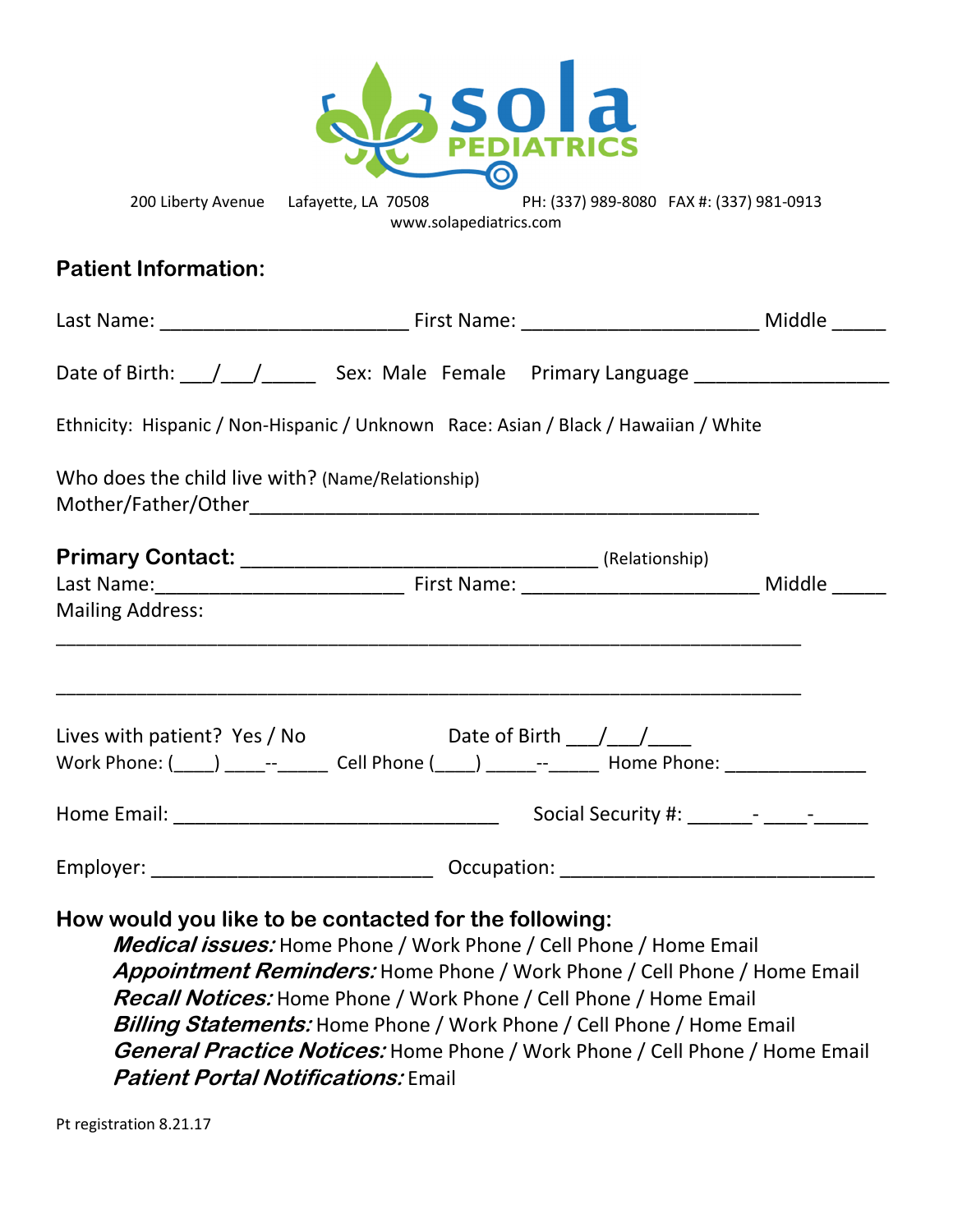# sola PEDIATRICS

200 Liberty Avenue Lafayette, LA 70508 PH: (337) 989-8080 FAX #: (337) 981-0913
www.solapediatrics.com

## Patient Information:

Last Name: ______________________ First Name: _____________________ Middle _____

Date of Birth: ___/___/_____ Sex: Male Female Primary Language _________________

Ethnicity: Hispanic / Non-Hispanic / Unknown Race: Asian / Black / Hawaiian / White

Who does the child live with? (Name/Relationship)
Mother/Father/Other_____________________________________________

**Primary Contact:** ________________________________ (Relationship)
Last Name:______________________ First Name: _____________________ Middle _____
Mailing Address:

__________________________________________________________________

__________________________________________________________________

Lives with patient? Yes / No Date of Birth ___/___/____
Work Phone: (____) ____--_____ Cell Phone (____) _____--_____ Home Phone: _____________

Home Email: ______________________________ Social Security #: ______- ____-_____

Employer: _________________________ Occupation: ____________________________

### How would you like to be contacted for the following:

- ***Medical issues:*** Home Phone / Work Phone / Cell Phone / Home Email
- ***Appointment Reminders:*** Home Phone / Work Phone / Cell Phone / Home Email
- ***Recall Notices:*** Home Phone / Work Phone / Cell Phone / Home Email
- ***Billing Statements:*** Home Phone / Work Phone / Cell Phone / Home Email
- ***General Practice Notices:*** Home Phone / Work Phone / Cell Phone / Home Email
- ***Patient Portal Notifications:*** Email

Pt registration 8.21.17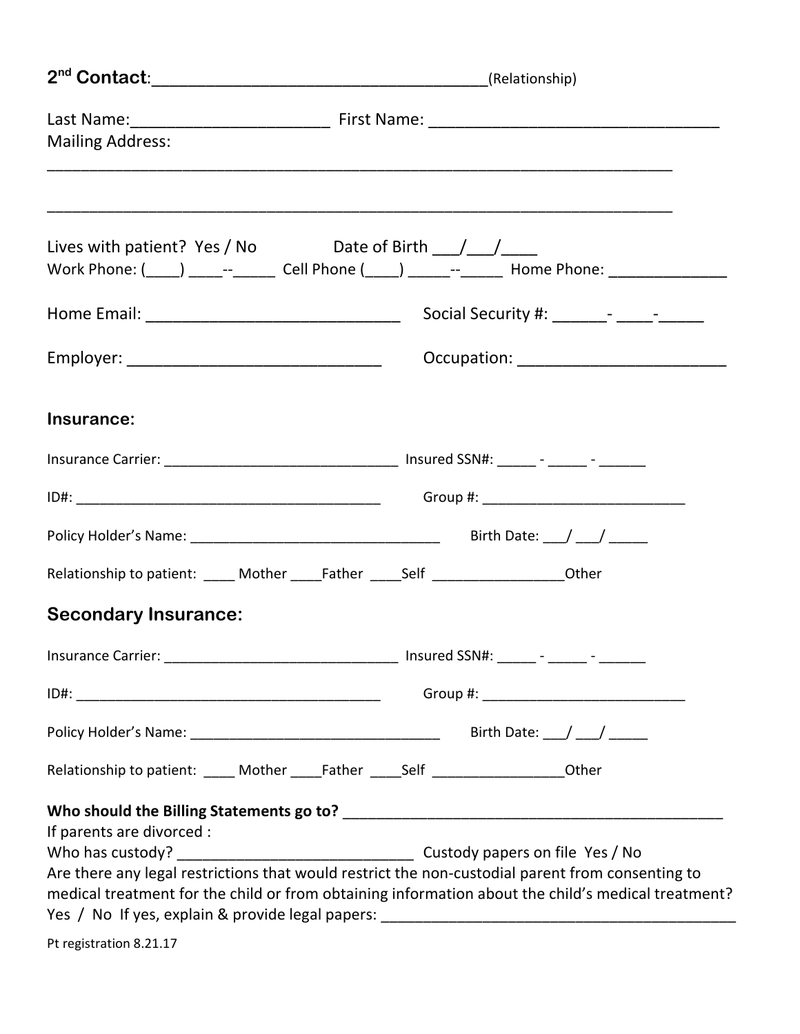**2nd Contact**:_____________________________________(Relationship)

Last Name:______________________ First Name: _________________________________
Mailing Address:

_______________________________________________________________________

_______________________________________________________________________

Lives with patient? Yes / No Date of Birth ___/___/____
Work Phone: (____) ____--_____ Cell Phone (____) _____--_____ Home Phone: ______________

Home Email: ____________________________ Social Security #: ______- ____-_____

Employer: ____________________________ Occupation: _______________________

## Insurance:

Insurance Carrier: ______________________________ Insured SSN#: _____ - _____ - ______

ID#: _________________________________________ Group #: ___________________________

Policy Holder's Name: _________________________________ Birth Date: ___/ ___/ _____

Relationship to patient: ____ Mother ____Father ____Self _________________Other

## Secondary Insurance:

Insurance Carrier: ______________________________ Insured SSN#: _____ - _____ - ______

ID#: _________________________________________ Group #: ___________________________

Policy Holder's Name: _________________________________ Birth Date: ___/ ___/ _____

Relationship to patient: ____ Mother ____Father ____Self _________________Other

**Who should the Billing Statements go to?** _______________________________________________
If parents are divorced :
Who has custody? _____________________________ Custody papers on file Yes / No
Are there any legal restrictions that would restrict the non-custodial parent from consenting to medical treatment for the child or from obtaining information about the child's medical treatment?
Yes / No If yes, explain & provide legal papers: __________________________________________

Pt registration 8.21.17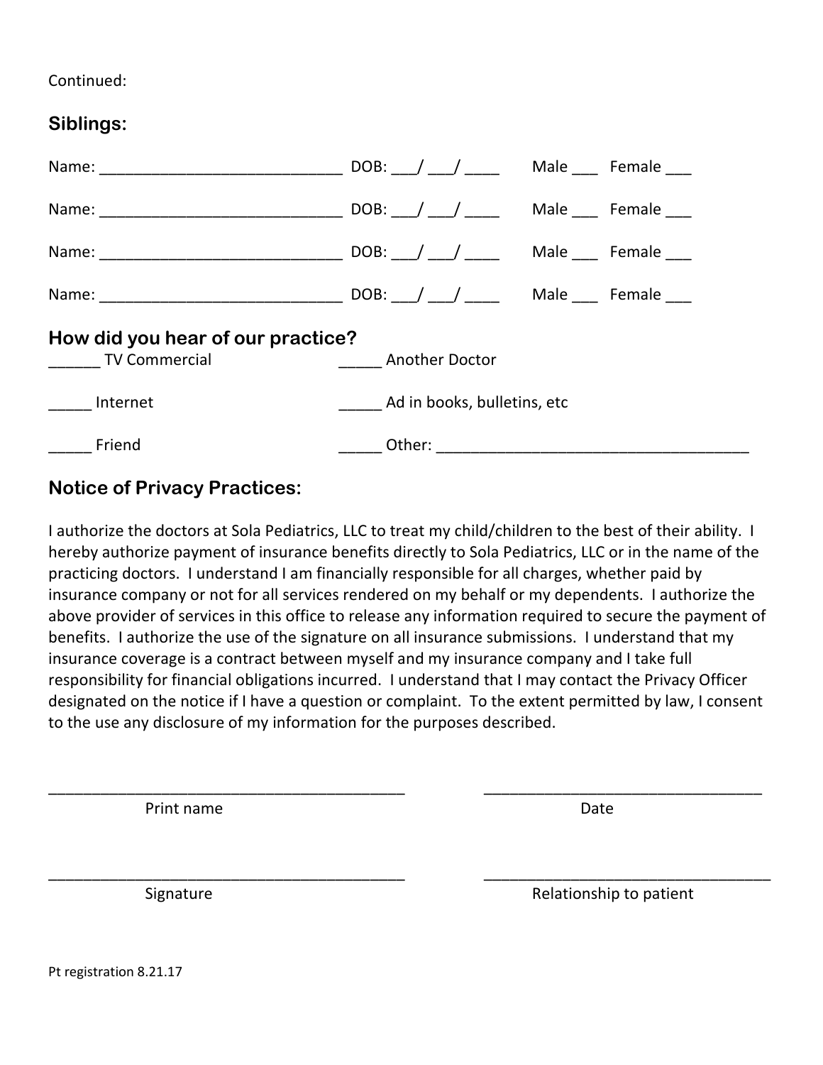Continued:

## Siblings:

Name: ____________________________ DOB: ___/ ___/ ____ Male ___ Female ___

Name: ____________________________ DOB: ___/ ___/ ____ Male ___ Female ___

Name: ____________________________ DOB: ___/ ___/ ____ Male ___ Female ___

Name: ____________________________ DOB: ___/ ___/ ____ Male ___ Female ___

## How did you hear of our practice?

______ TV Commercial

_____ Internet

_____ Friend

_____ Another Doctor

_____ Ad in books, bulletins, etc

_____ Other: ____________________________________

## Notice of Privacy Practices:

I authorize the doctors at Sola Pediatrics, LLC to treat my child/children to the best of their ability. I hereby authorize payment of insurance benefits directly to Sola Pediatrics, LLC or in the name of the practicing doctors. I understand I am financially responsible for all charges, whether paid by insurance company or not for all services rendered on my behalf or my dependents. I authorize the above provider of services in this office to release any information required to secure the payment of benefits. I authorize the use of the signature on all insurance submissions. I understand that my insurance coverage is a contract between myself and my insurance company and I take full responsibility for financial obligations incurred. I understand that I may contact the Privacy Officer designated on the notice if I have a question or complaint. To the extent permitted by law, I consent to the use any disclosure of my information for the purposes described.

__________________________________________ Print name

_________________________________ Date

__________________________________________ Signature

__________________________________ Relationship to patient

Pt registration 8.21.17